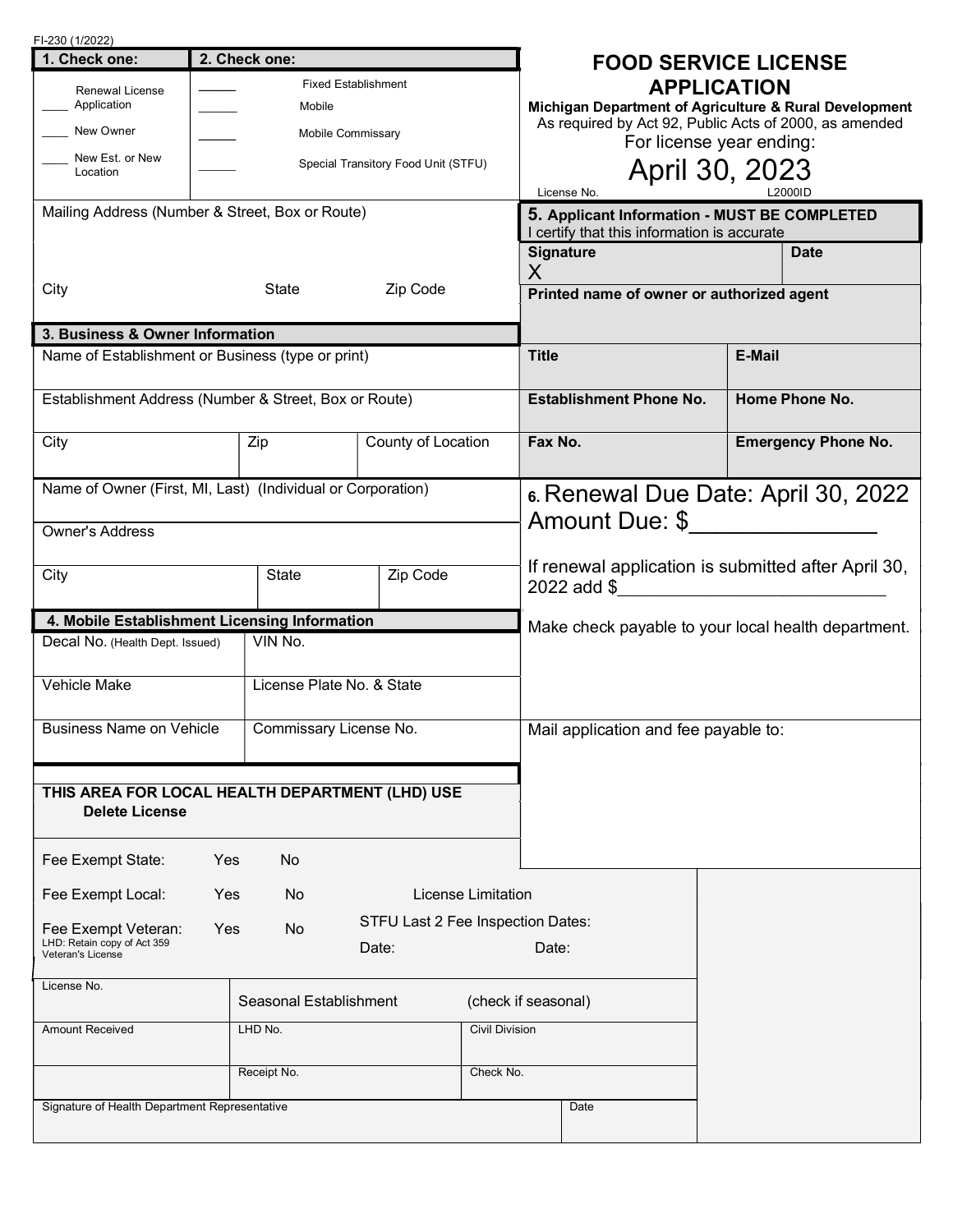FI-230 (1/2022)

# FOOD SERVICE LICENSE APPLICATION

**Michigan Department of Agriculture & Rural Development**
As required by Act 92, Public Acts of 2000, as amended
For license year ending:

## April 30, 2023

License No. L2000ID

| **1. Check one:** | **2. Check one:** |
|---|---|
| ____ Renewal License Application | ______ Fixed Establishment |
| ____ New Owner | ______ Mobile |
| ____ New Est. or New Location | ______ Mobile Commissary |
| | ______ Special Transitory Food Unit (STFU) |

Mailing Address (Number & Street, Box or Route)

| City | State | Zip Code |
|---|---|---|
| | | |

**5. Applicant Information - MUST BE COMPLETED**
I certify that this information is accurate

| **Signature** | **Date** |
|---|---|
| X | |

**Printed name of owner or authorized agent**

| **Title** | **E-Mail** |
|---|---|
| **Establishment Phone No.** | **Home Phone No.** |
| **Fax No.** | **Emergency Phone No.** |

**3. Business & Owner Information**

Name of Establishment or Business (type or print)

Establishment Address (Number & Street, Box or Route)

| City | Zip | County of Location |
|---|---|---|
| | | |

Name of Owner (First, MI, Last) (Individual or Corporation)

Owner's Address

| City | State | Zip Code |
|---|---|---|
| | | |

**6.** Renewal Due Date: April 30, 2022
Amount Due: $______________

If renewal application is submitted after April 30, 2022 add $__________________________

Make check payable to your local health department.

Mail application and fee payable to:

**4. Mobile Establishment Licensing Information**

| Decal No. (Health Dept. Issued) | VIN No. |
|---|---|
| Vehicle Make | License Plate No. & State |
| Business Name on Vehicle | Commissary License No. |

**THIS AREA FOR LOCAL HEALTH DEPARTMENT (LHD) USE**
**Delete License**

Fee Exempt State: Yes No

Fee Exempt Local: Yes No License Limitation

Fee Exempt Veteran: Yes No STFU Last 2 Fee Inspection Dates:
LHD: Retain copy of Act 359 Veteran's License
Date: Date:

| License No. | Seasonal Establishment (check if seasonal) | |
|---|---|---|
| Amount Received | LHD No. | Civil Division |
| | Receipt No. | Check No. |

| Signature of Health Department Representative | Date |
|---|---|
| | |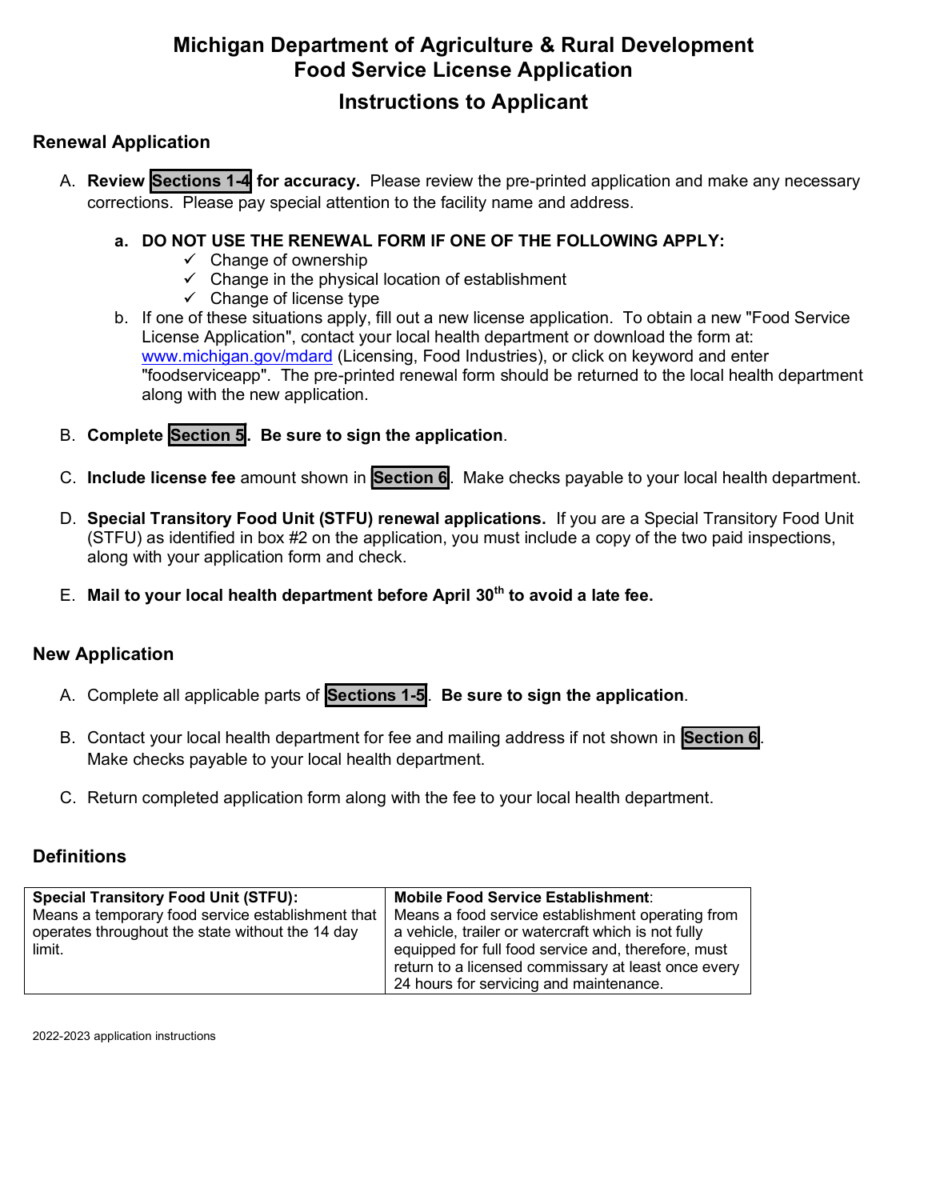# Michigan Department of Agriculture & Rural Development
# Food Service License Application
## Instructions to Applicant

### Renewal Application

A. **Review Sections 1-4 for accuracy.** Please review the pre-printed application and make any necessary corrections. Please pay special attention to the facility name and address.

   a. **DO NOT USE THE RENEWAL FORM IF ONE OF THE FOLLOWING APPLY:**
      - ✓ Change of ownership
      - ✓ Change in the physical location of establishment
      - ✓ Change of license type

   b. If one of these situations apply, fill out a new license application. To obtain a new "Food Service License Application", contact your local health department or download the form at: www.michigan.gov/mdard (Licensing, Food Industries), or click on keyword and enter "foodserviceapp". The pre-printed renewal form should be returned to the local health department along with the new application.

B. **Complete Section 5. Be sure to sign the application**.

C. **Include license fee** amount shown in **Section 6**. Make checks payable to your local health department.

D. **Special Transitory Food Unit (STFU) renewal applications.** If you are a Special Transitory Food Unit (STFU) as identified in box #2 on the application, you must include a copy of the two paid inspections, along with your application form and check.

E. **Mail to your local health department before April 30th to avoid a late fee.**

### New Application

A. Complete all applicable parts of **Sections 1-5**. **Be sure to sign the application**.

B. Contact your local health department for fee and mailing address if not shown in **Section 6**. Make checks payable to your local health department.

C. Return completed application form along with the fee to your local health department.

### Definitions

| | |
|---|---|
| **Special Transitory Food Unit (STFU):** Means a temporary food service establishment that operates throughout the state without the 14 day limit. | **Mobile Food Service Establishment**: Means a food service establishment operating from a vehicle, trailer or watercraft which is not fully equipped for full food service and, therefore, must return to a licensed commissary at least once every 24 hours for servicing and maintenance. |

2022-2023 application instructions